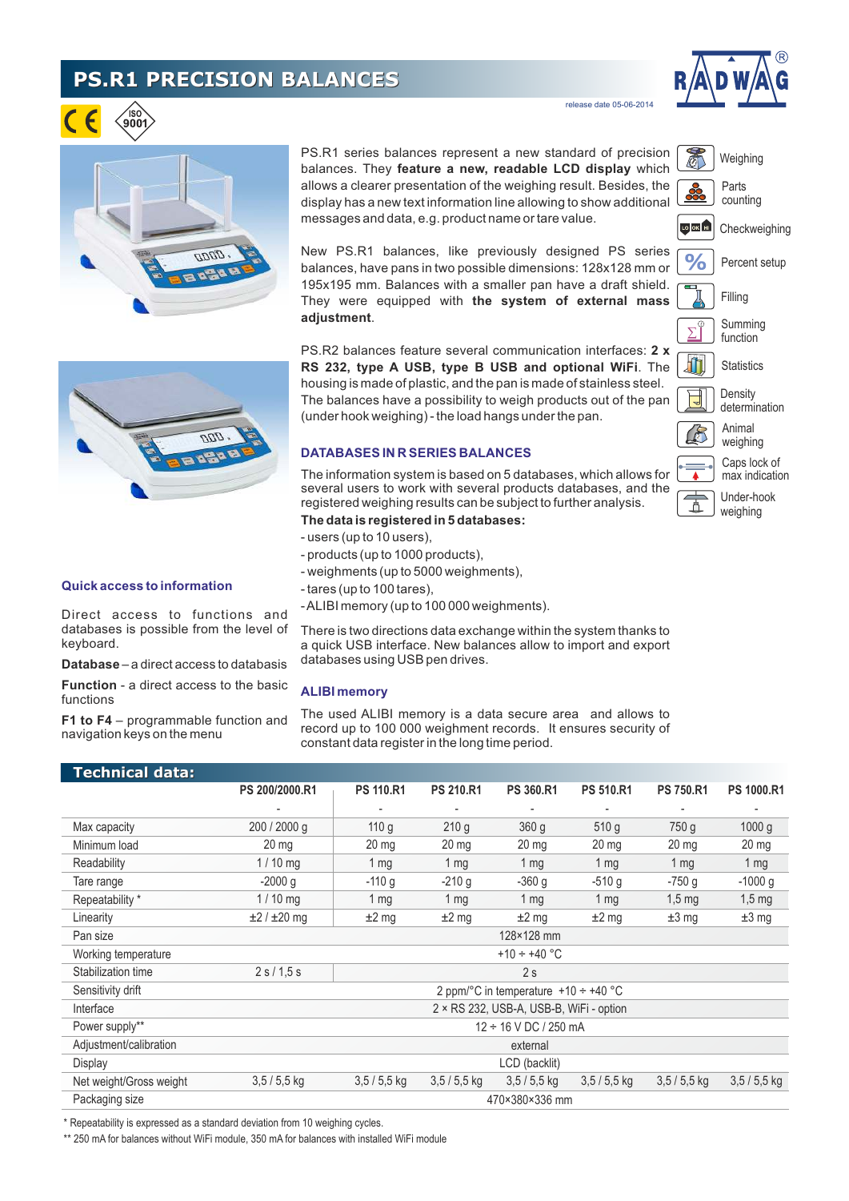# PS.R1 PRECISION BALANCES

release date 05-06-2014

PS.R1 series balances represent a new standard of precision balances. They **feature a new, readable LCD display** which allows a clearer presentation of the weighing result. Besides, the display has a new text information line allowing to show additional messages and data, e.g. product name or tare value.

New PS.R1 balances, like previously designed PS series balances, have pans in two possible dimensions: 128x128 mm or 195x195 mm. Balances with a smaller pan have a draft shield. They were equipped with **the system of external mass adjustment**.

PS.R2 balances feature several communication interfaces: **2 x RS 232, type A USB, type B USB and optional WiFi**. The housing is made of plastic, and the pan is made of stainless steel. The balances have a possibility to weigh products out of the pan (under hook weighing) - the load hangs under the pan.

- Weighing
- Parts counting
- Checkweighing
- Percent setup
- Filling
- Summing function
- Statistics
- Density determination
- Animal weighing
- Caps lock of max indication
- Under-hook weighing

## DATABASES IN R SERIES BALANCES

The information system is based on 5 databases, which allows for several users to work with several products databases, and the registered weighing results can be subject to further analysis.

**The data is registered in 5 databases:**

- users (up to 10 users),
- products (up to 1000 products),
- weighments (up to 5000 weighments),
- tares (up to 100 tares),
- ALIBI memory (up to 100 000 weighments).

There is two directions data exchange within the system thanks to a quick USB interface. New balances allow to import and export databases using USB pen drives.

## ALIBI memory

The used ALIBI memory is a data secure area and allows to record up to 100 000 weighment records. It ensures security of constant data register in the long time period.

## Quick access to information

Direct access to functions and databases is possible from the level of keyboard.

**Database** – a direct access to databasis

**Function** - a direct access to the basic functions

**F1 to F4** – programmable function and navigation keys on the menu

## Technical data:

| | PS 200/2000.R1 | PS 110.R1 | PS 210.R1 | PS 360.R1 | PS 510.R1 | PS 750.R1 | PS 1000.R1 |
|---|---|---|---|---|---|---|---|
| | - | - | - | - | - | - | - |
| Max capacity | 200 / 2000 g | 110 g | 210 g | 360 g | 510 g | 750 g | 1000 g |
| Minimum load | 20 mg | 20 mg | 20 mg | 20 mg | 20 mg | 20 mg | 20 mg |
| Readability | 1 / 10 mg | 1 mg | 1 mg | 1 mg | 1 mg | 1 mg | 1 mg |
| Tare range | -2000 g | -110 g | -210 g | -360 g | -510 g | -750 g | -1000 g |
| Repeatability * | 1 / 10 mg | 1 mg | 1 mg | 1 mg | 1 mg | 1,5 mg | 1,5 mg |
| Linearity | ±2 / ±20 mg | ±2 mg | ±2 mg | ±2 mg | ±2 mg | ±3 mg | ±3 mg |
| Pan size | 128×128 mm | | | | | | |
| Working temperature | +10 ÷ +40 °C | | | | | | |
| Stabilization time | 2 s / 1,5 s | 2 s | | | | | |
| Sensitivity drift | 2 ppm/°C in temperature +10 ÷ +40 °C | | | | | | |
| Interface | 2 × RS 232, USB-A, USB-B, WiFi - option | | | | | | |
| Power supply** | 12 ÷ 16 V DC / 250 mA | | | | | | |
| Adjustment/calibration | external | | | | | | |
| Display | LCD (backlit) | | | | | | |
| Net weight/Gross weight | 3,5 / 5,5 kg | 3,5 / 5,5 kg | 3,5 / 5,5 kg | 3,5 / 5,5 kg | 3,5 / 5,5 kg | 3,5 / 5,5 kg | 3,5 / 5,5 kg |
| Packaging size | 470×380×336 mm | | | | | | |

\* Repeatability is expressed as a standard deviation from 10 weighing cycles.

\*\* 250 mA for balances without WiFi module, 350 mA for balances with installed WiFi module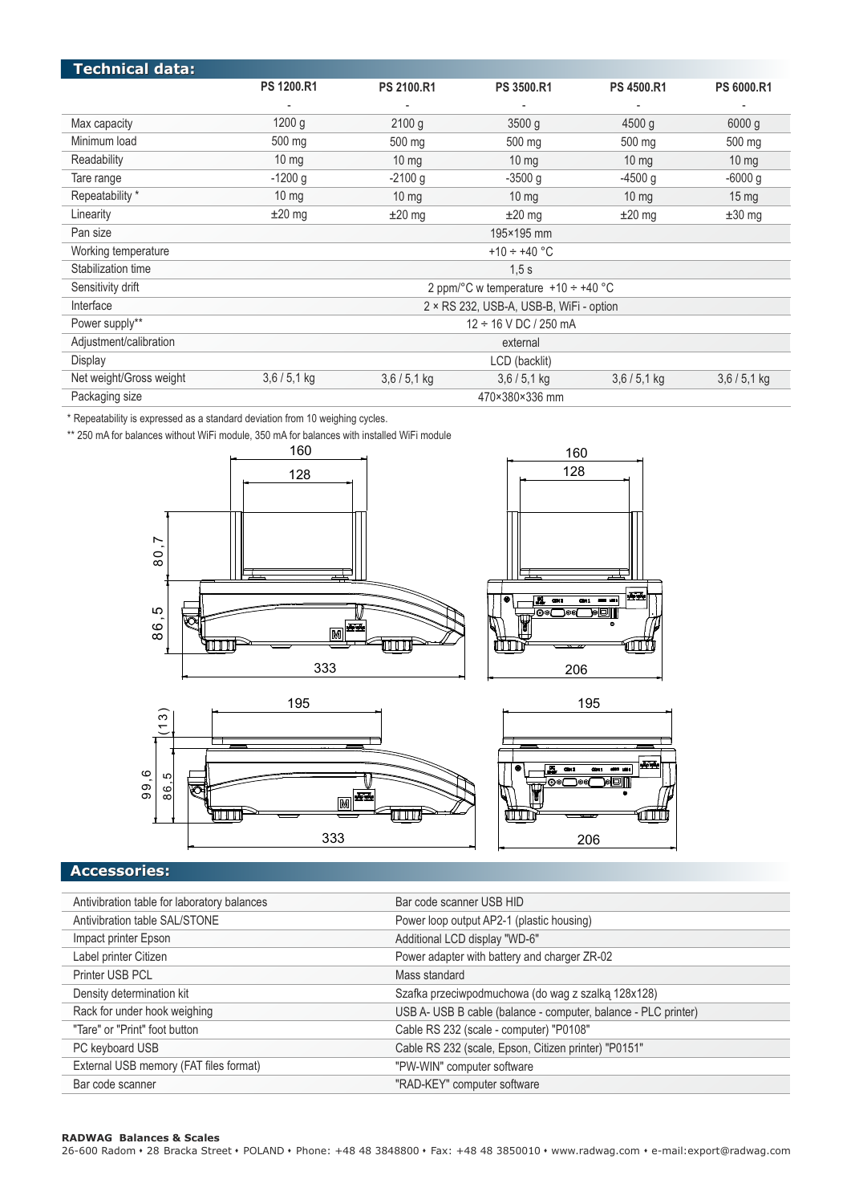## Technical data:

| | PS 1200.R1 | PS 2100.R1 | PS 3500.R1 | PS 4500.R1 | PS 6000.R1 |
|---|---|---|---|---|---|
| | - | - | - | - | - |
| Max capacity | 1200 g | 2100 g | 3500 g | 4500 g | 6000 g |
| Minimum load | 500 mg | 500 mg | 500 mg | 500 mg | 500 mg |
| Readability | 10 mg | 10 mg | 10 mg | 10 mg | 10 mg |
| Tare range | -1200 g | -2100 g | -3500 g | -4500 g | -6000 g |
| Repeatability * | 10 mg | 10 mg | 10 mg | 10 mg | 15 mg |
| Linearity | ±20 mg | ±20 mg | ±20 mg | ±20 mg | ±30 mg |
| Pan size | 195×195 mm | | | | |
| Working temperature | +10 ÷ +40 °C | | | | |
| Stabilization time | 1,5 s | | | | |
| Sensitivity drift | 2 ppm/°C w temperature +10 ÷ +40 °C | | | | |
| Interface | 2 × RS 232, USB-A, USB-B, WiFi - option | | | | |
| Power supply** | 12 ÷ 16 V DC / 250 mA | | | | |
| Adjustment/calibration | external | | | | |
| Display | LCD (backlit) | | | | |
| Net weight/Gross weight | 3,6 / 5,1 kg | 3,6 / 5,1 kg | 3,6 / 5,1 kg | 3,6 / 5,1 kg | 3,6 / 5,1 kg |
| Packaging size | 470×380×336 mm | | | | |

\* Repeatability is expressed as a standard deviation from 10 weighing cycles.

** 250 mA for balances without WiFi module, 350 mA for balances with installed WiFi module

160
128
80,7
86,5
333
160
128
206
195
(13)
99,6
86,5
333
195
206

## Accessories:

| | |
|---|---|
| Antivibration table for laboratory balances | Bar code scanner USB HID |
| Antivibration table SAL/STONE | Power loop output AP2-1 (plastic housing) |
| Impact printer Epson | Additional LCD display "WD-6" |
| Label printer Citizen | Power adapter with battery and charger ZR-02 |
| Printer USB PCL | Mass standard |
| Density determination kit | Szafka przeciwpodmuchowa (do wag z szalką 128x128) |
| Rack for under hook weighing | USB A- USB B cable (balance - computer, balance - PLC printer) |
| "Tare" or "Print" foot button | Cable RS 232 (scale - computer) "P0108" |
| PC keyboard USB | Cable RS 232 (scale, Epson, Citizen printer) "P0151" |
| External USB memory (FAT files format) | "PW-WIN" computer software |
| Bar code scanner | "RAD-KEY" computer software |

**RADWAG Balances & Scales**
26-600 Radom • 28 Bracka Street • POLAND • Phone: +48 48 3848800 • Fax: +48 48 3850010 • www.radwag.com • e-mail:export@radwag.com